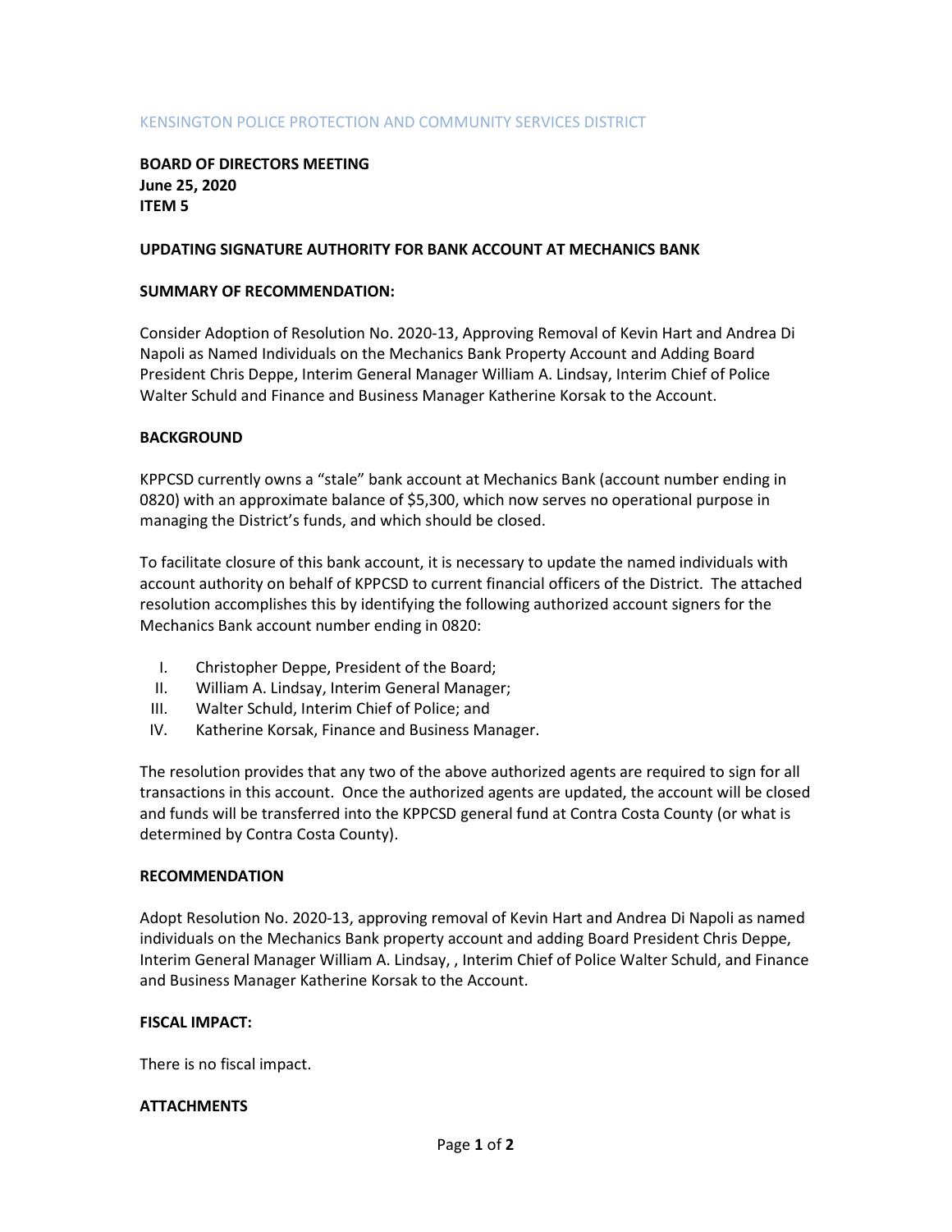KENSINGTON POLICE PROTECTION AND COMMUNITY SERVICES DISTRICT

**BOARD OF DIRECTORS MEETING**
**June 25, 2020**
**ITEM 5**

## UPDATING SIGNATURE AUTHORITY FOR BANK ACCOUNT AT MECHANICS BANK

### SUMMARY OF RECOMMENDATION:

Consider Adoption of Resolution No. 2020-13, Approving Removal of Kevin Hart and Andrea Di Napoli as Named Individuals on the Mechanics Bank Property Account and Adding Board President Chris Deppe, Interim General Manager William A. Lindsay, Interim Chief of Police Walter Schuld and Finance and Business Manager Katherine Korsak to the Account.

### BACKGROUND

KPPCSD currently owns a "stale" bank account at Mechanics Bank (account number ending in 0820) with an approximate balance of $5,300, which now serves no operational purpose in managing the District's funds, and which should be closed.

To facilitate closure of this bank account, it is necessary to update the named individuals with account authority on behalf of KPPCSD to current financial officers of the District. The attached resolution accomplishes this by identifying the following authorized account signers for the Mechanics Bank account number ending in 0820:

I. Christopher Deppe, President of the Board;
II. William A. Lindsay, Interim General Manager;
III. Walter Schuld, Interim Chief of Police; and
IV. Katherine Korsak, Finance and Business Manager.

The resolution provides that any two of the above authorized agents are required to sign for all transactions in this account. Once the authorized agents are updated, the account will be closed and funds will be transferred into the KPPCSD general fund at Contra Costa County (or what is determined by Contra Costa County).

### RECOMMENDATION

Adopt Resolution No. 2020-13, approving removal of Kevin Hart and Andrea Di Napoli as named individuals on the Mechanics Bank property account and adding Board President Chris Deppe, Interim General Manager William A. Lindsay, , Interim Chief of Police Walter Schuld, and Finance and Business Manager Katherine Korsak to the Account.

### FISCAL IMPACT:

There is no fiscal impact.

### ATTACHMENTS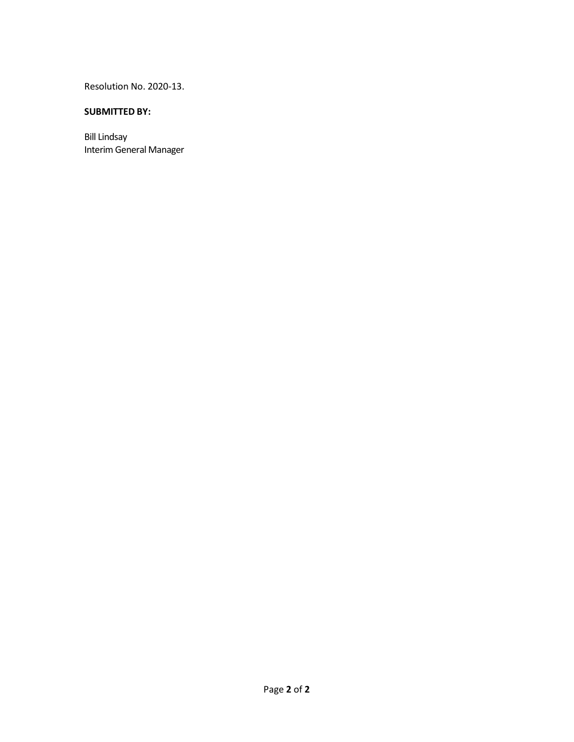Resolution No. 2020-13.

**SUBMITTED BY:**

Bill Lindsay
Interim General Manager